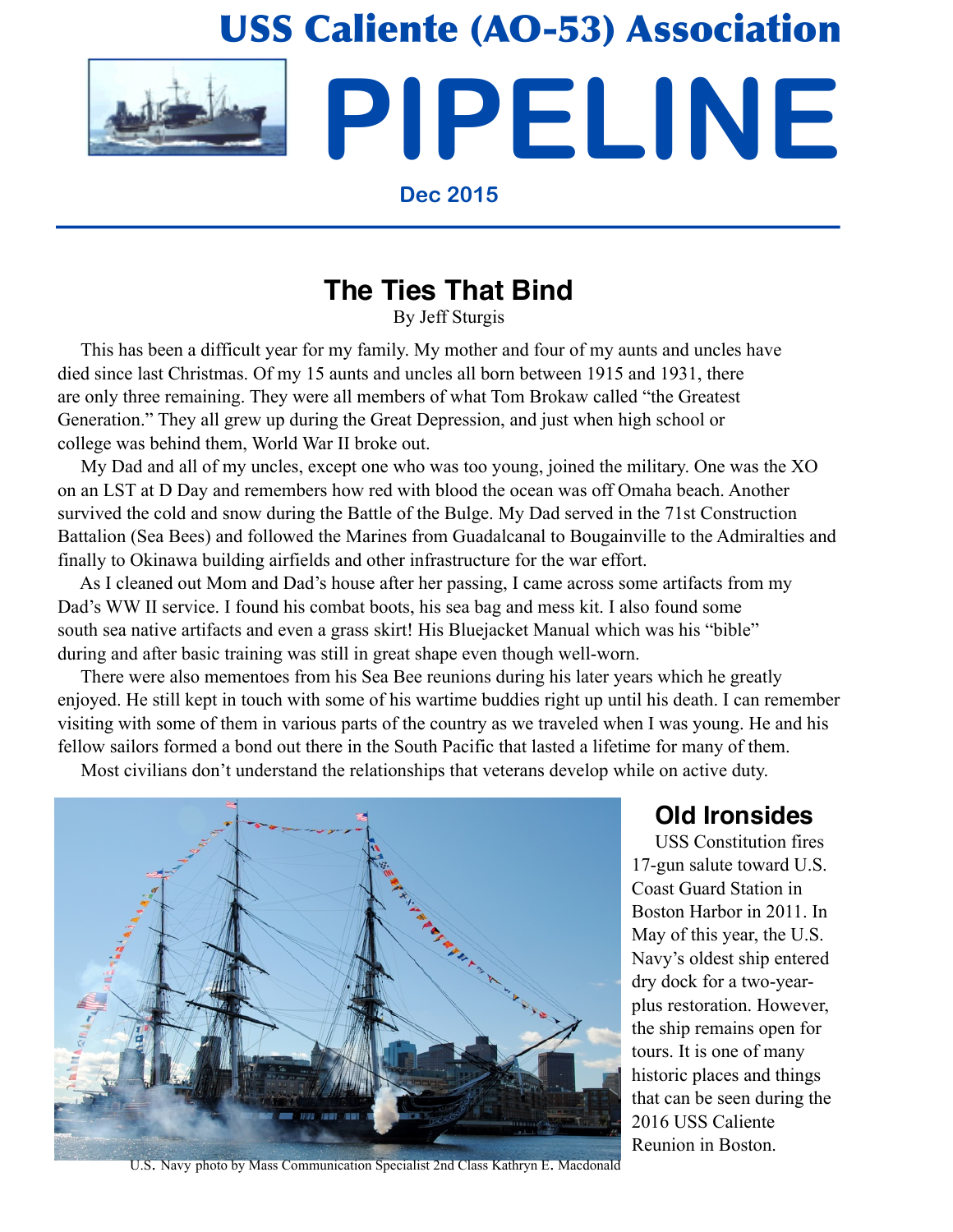# USS Caliente (AO-53) Association

# PIPELINE

**Dec 2015**

## The Ties That Bind

By Jeff Sturgis

This has been a difficult year for my family. My mother and four of my aunts and uncles have died since last Christmas. Of my 15 aunts and uncles all born between 1915 and 1931, there are only three remaining. They were all members of what Tom Brokaw called "the Greatest Generation." They all grew up during the Great Depression, and just when high school or college was behind them, World War II broke out.

My Dad and all of my uncles, except one who was too young, joined the military. One was the XO on an LST at D Day and remembers how red with blood the ocean was off Omaha beach. Another survived the cold and snow during the Battle of the Bulge. My Dad served in the 71st Construction Battalion (Sea Bees) and followed the Marines from Guadalcanal to Bougainville to the Admiralties and finally to Okinawa building airfields and other infrastructure for the war effort.

As I cleaned out Mom and Dad's house after her passing, I came across some artifacts from my Dad's WW II service. I found his combat boots, his sea bag and mess kit. I also found some south sea native artifacts and even a grass skirt! His Bluejacket Manual which was his "bible" during and after basic training was still in great shape even though well-worn.

There were also mementoes from his Sea Bee reunions during his later years which he greatly enjoyed. He still kept in touch with some of his wartime buddies right up until his death. I can remember visiting with some of them in various parts of the country as we traveled when I was young. He and his fellow sailors formed a bond out there in the South Pacific that lasted a lifetime for many of them.

Most civilians don't understand the relationships that veterans develop while on active duty.

U.S. Navy photo by Mass Communication Specialist 2nd Class Kathryn E. Macdonald

## Old Ironsides

USS Constitution fires 17-gun salute toward U.S. Coast Guard Station in Boston Harbor in 2011. In May of this year, the U.S. Navy's oldest ship entered dry dock for a two-year-plus restoration. However, the ship remains open for tours. It is one of many historic places and things that can be seen during the 2016 USS Caliente Reunion in Boston.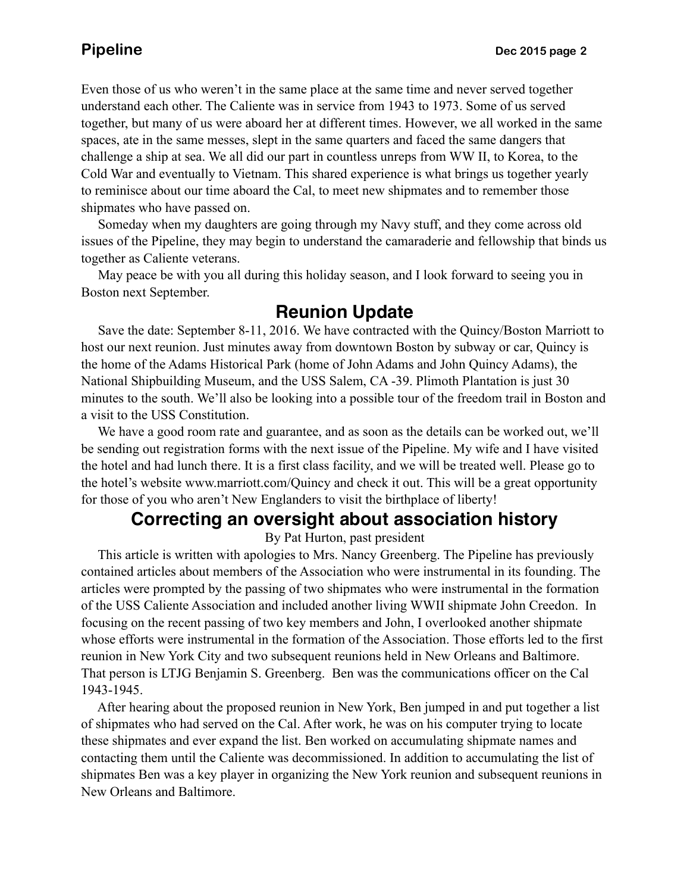Even those of us who weren't in the same place at the same time and never served together understand each other. The Caliente was in service from 1943 to 1973. Some of us served together, but many of us were aboard her at different times. However, we all worked in the same spaces, ate in the same messes, slept in the same quarters and faced the same dangers that challenge a ship at sea. We all did our part in countless unreps from WW II, to Korea, to the Cold War and eventually to Vietnam. This shared experience is what brings us together yearly to reminisce about our time aboard the Cal, to meet new shipmates and to remember those shipmates who have passed on.

Someday when my daughters are going through my Navy stuff, and they come across old issues of the Pipeline, they may begin to understand the camaraderie and fellowship that binds us together as Caliente veterans.

May peace be with you all during this holiday season, and I look forward to seeing you in Boston next September.

## Reunion Update

Save the date: September 8-11, 2016. We have contracted with the Quincy/Boston Marriott to host our next reunion. Just minutes away from downtown Boston by subway or car, Quincy is the home of the Adams Historical Park (home of John Adams and John Quincy Adams), the National Shipbuilding Museum, and the USS Salem, CA -39. Plimoth Plantation is just 30 minutes to the south. We'll also be looking into a possible tour of the freedom trail in Boston and a visit to the USS Constitution.

We have a good room rate and guarantee, and as soon as the details can be worked out, we'll be sending out registration forms with the next issue of the Pipeline. My wife and I have visited the hotel and had lunch there. It is a first class facility, and we will be treated well. Please go to the hotel's website www.marriott.com/Quincy and check it out. This will be a great opportunity for those of you who aren't New Englanders to visit the birthplace of liberty!

## Correcting an oversight about association history

By Pat Hurton, past president

This article is written with apologies to Mrs. Nancy Greenberg. The Pipeline has previously contained articles about members of the Association who were instrumental in its founding. The articles were prompted by the passing of two shipmates who were instrumental in the formation of the USS Caliente Association and included another living WWII shipmate John Creedon. In focusing on the recent passing of two key members and John, I overlooked another shipmate whose efforts were instrumental in the formation of the Association. Those efforts led to the first reunion in New York City and two subsequent reunions held in New Orleans and Baltimore. That person is LTJG Benjamin S. Greenberg. Ben was the communications officer on the Cal 1943-1945.

After hearing about the proposed reunion in New York, Ben jumped in and put together a list of shipmates who had served on the Cal. After work, he was on his computer trying to locate these shipmates and ever expand the list. Ben worked on accumulating shipmate names and contacting them until the Caliente was decommissioned. In addition to accumulating the list of shipmates Ben was a key player in organizing the New York reunion and subsequent reunions in New Orleans and Baltimore.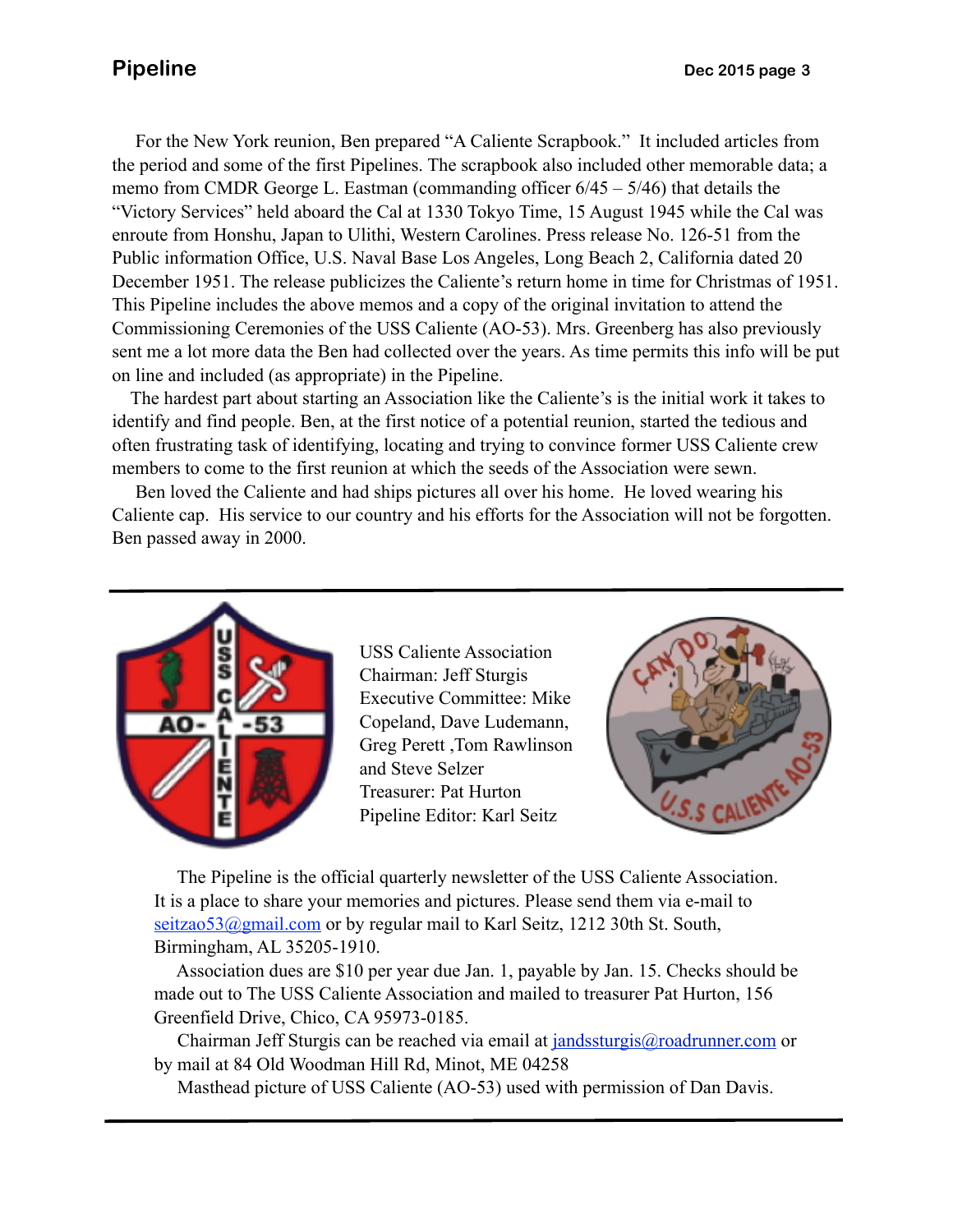For the New York reunion, Ben prepared "A Caliente Scrapbook." It included articles from the period and some of the first Pipelines. The scrapbook also included other memorable data; a memo from CMDR George L. Eastman (commanding officer 6/45 – 5/46) that details the "Victory Services" held aboard the Cal at 1330 Tokyo Time, 15 August 1945 while the Cal was enroute from Honshu, Japan to Ulithi, Western Carolines. Press release No. 126-51 from the Public information Office, U.S. Naval Base Los Angeles, Long Beach 2, California dated 20 December 1951. The release publicizes the Caliente's return home in time for Christmas of 1951. This Pipeline includes the above memos and a copy of the original invitation to attend the Commissioning Ceremonies of the USS Caliente (AO-53). Mrs. Greenberg has also previously sent me a lot more data the Ben had collected over the years. As time permits this info will be put on line and included (as appropriate) in the Pipeline.

The hardest part about starting an Association like the Caliente's is the initial work it takes to identify and find people. Ben, at the first notice of a potential reunion, started the tedious and often frustrating task of identifying, locating and trying to convince former USS Caliente crew members to come to the first reunion at which the seeds of the Association were sewn.

Ben loved the Caliente and had ships pictures all over his home. He loved wearing his Caliente cap. His service to our country and his efforts for the Association will not be forgotten. Ben passed away in 2000.

---

USS Caliente Association
Chairman: Jeff Sturgis
Executive Committee: Mike Copeland, Dave Ludemann, Greg Perett ,Tom Rawlinson and Steve Selzer
Treasurer: Pat Hurton
Pipeline Editor: Karl Seitz

The Pipeline is the official quarterly newsletter of the USS Caliente Association. It is a place to share your memories and pictures. Please send them via e-mail to seitzao53@gmail.com or by regular mail to Karl Seitz, 1212 30th St. South, Birmingham, AL 35205-1910.

Association dues are $10 per year due Jan. 1, payable by Jan. 15. Checks should be made out to The USS Caliente Association and mailed to treasurer Pat Hurton, 156 Greenfield Drive, Chico, CA 95973-0185.

Chairman Jeff Sturgis can be reached via email at jandssturgis@roadrunner.com or by mail at 84 Old Woodman Hill Rd, Minot, ME 04258

Masthead picture of USS Caliente (AO-53) used with permission of Dan Davis.

---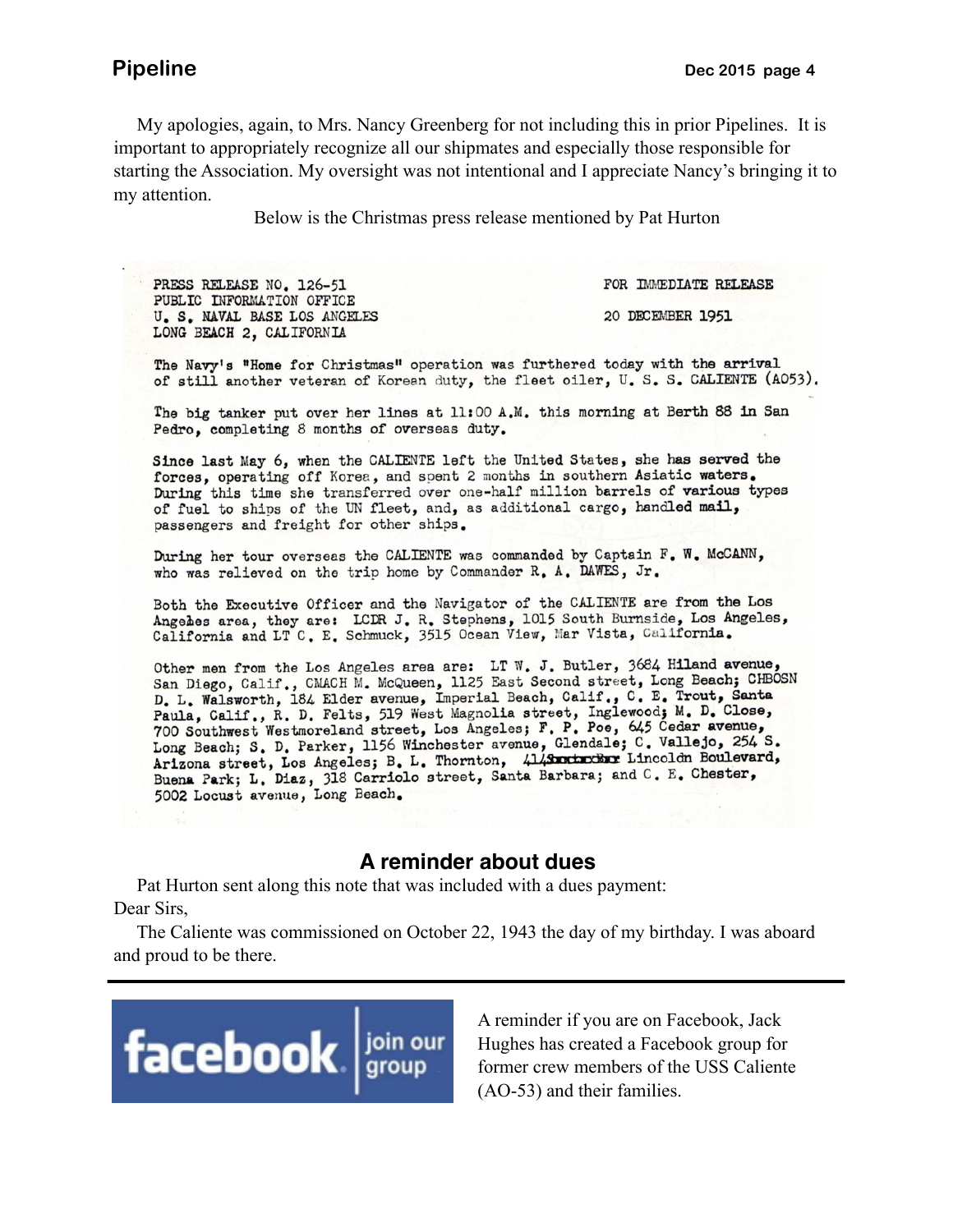My apologies, again, to Mrs. Nancy Greenberg for not including this in prior Pipelines. It is important to appropriately recognize all our shipmates and especially those responsible for starting the Association. My oversight was not intentional and I appreciate Nancy's bringing it to my attention.

Below is the Christmas press release mentioned by Pat Hurton

PRESS RELEASE NO. 126-51
PUBLIC INFORMATION OFFICE
U. S. NAVAL BASE LOS ANGELES
LONG BEACH 2, CALIFORNIA

FOR IMMEDIATE RELEASE

20 DECEMBER 1951

The Navy's "Home for Christmas" operation was furthered today with the arrival of still another veteran of Korean duty, the fleet oiler, U. S. S. CALIENTE (AO53).

The big tanker put over her lines at 11:00 A.M. this morning at Berth 88 in San Pedro, completing 8 months of overseas duty.

Since last May 6, when the CALIENTE left the United States, she has served the forces, operating off Korea, and spent 2 months in southern Asiatic waters. During this time she transferred over one-half million barrels of various types of fuel to ships of the UN fleet, and, as additional cargo, handled mail, passengers and freight for other ships.

During her tour overseas the CALIENTE was commanded by Captain F. W. McCANN, who was relieved on the trip home by Commander R. A. DAWES, Jr.

Both the Executive Officer and the Navigator of the CALIENTE are from the Los Angeles area, they are: LCDR J. R. Stephens, 1015 South Burnside, Los Angeles, California and LT C. E. Schmuck, 3515 Ocean View, Mar Vista, California.

Other men from the Los Angeles area are: LT W. J. Butler, 3684 Hiland avenue, San Diego, Calif., CMACH M. McQueen, 1125 East Second street, Long Beach; CHBOSN D. L. Walsworth, 184 Elder avenue, Imperial Beach, Calif., C. E. Trout, Santa Paula, Calif., R. D. Felts, 519 West Magnolia street, Inglewood; M. D. Close, 700 Southwest Westmoreland street, Los Angeles; F. P. Poe, 645 Cedar avenue, Long Beach; S. D. Parker, 1156 Winchester avenue, Glendale; C. Vallejo, 254 S. Arizona street, Los Angeles; B. L. Thornton, 414 Lincoldn Boulevard, Buena Park; L. Diaz, 318 Carriolo street, Santa Barbara; and C. E. Chester, 5002 Locust avenue, Long Beach.

## A reminder about dues

Pat Hurton sent along this note that was included with a dues payment:

Dear Sirs,

The Caliente was commissioned on October 22, 1943 the day of my birthday. I was aboard and proud to be there.

---

facebook | join our group

A reminder if you are on Facebook, Jack Hughes has created a Facebook group for former crew members of the USS Caliente (AO-53) and their families.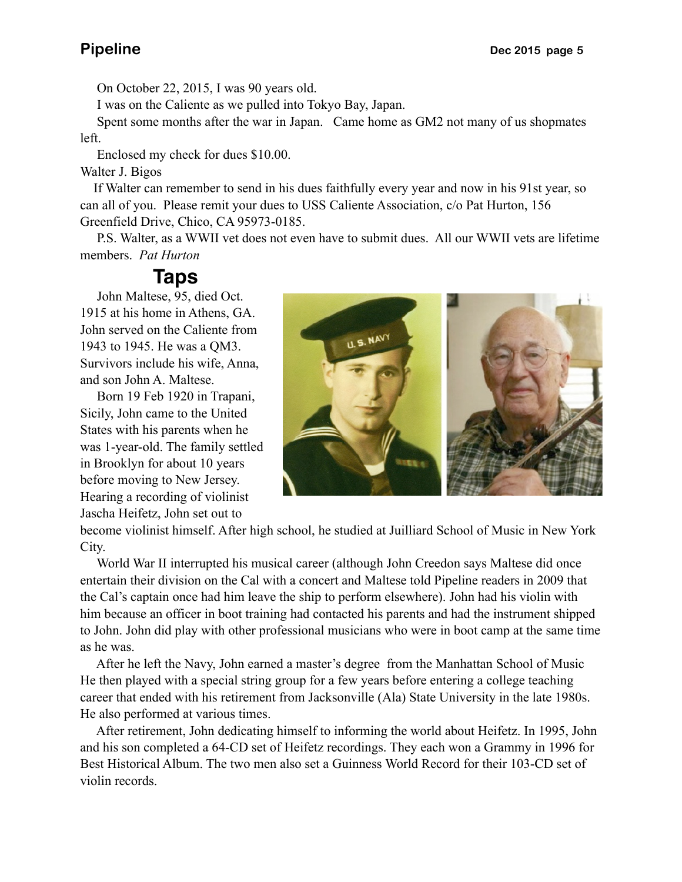On October 22, 2015, I was 90 years old.

I was on the Caliente as we pulled into Tokyo Bay, Japan.

Spent some months after the war in Japan. Came home as GM2 not many of us shopmates left.

Enclosed my check for dues $10.00.

Walter J. Bigos

If Walter can remember to send in his dues faithfully every year and now in his 91st year, so can all of you. Please remit your dues to USS Caliente Association, c/o Pat Hurton, 156 Greenfield Drive, Chico, CA 95973-0185.

P.S. Walter, as a WWII vet does not even have to submit dues. All our WWII vets are lifetime members. *Pat Hurton*

## Taps

John Maltese, 95, died Oct. 1915 at his home in Athens, GA. John served on the Caliente from 1943 to 1945. He was a QM3. Survivors include his wife, Anna, and son John A. Maltese.

Born 19 Feb 1920 in Trapani, Sicily, John came to the United States with his parents when he was 1-year-old. The family settled in Brooklyn for about 10 years before moving to New Jersey. Hearing a recording of violinist Jascha Heifetz, John set out to become violinist himself. After high school, he studied at Juilliard School of Music in New York City.

World War II interrupted his musical career (although John Creedon says Maltese did once entertain their division on the Cal with a concert and Maltese told Pipeline readers in 2009 that the Cal's captain once had him leave the ship to perform elsewhere). John had his violin with him because an officer in boot training had contacted his parents and had the instrument shipped to John. John did play with other professional musicians who were in boot camp at the same time as he was.

After he left the Navy, John earned a master's degree from the Manhattan School of Music He then played with a special string group for a few years before entering a college teaching career that ended with his retirement from Jacksonville (Ala) State University in the late 1980s. He also performed at various times.

After retirement, John dedicating himself to informing the world about Heifetz. In 1995, John and his son completed a 64-CD set of Heifetz recordings. They each won a Grammy in 1996 for Best Historical Album. The two men also set a Guinness World Record for their 103-CD set of violin records.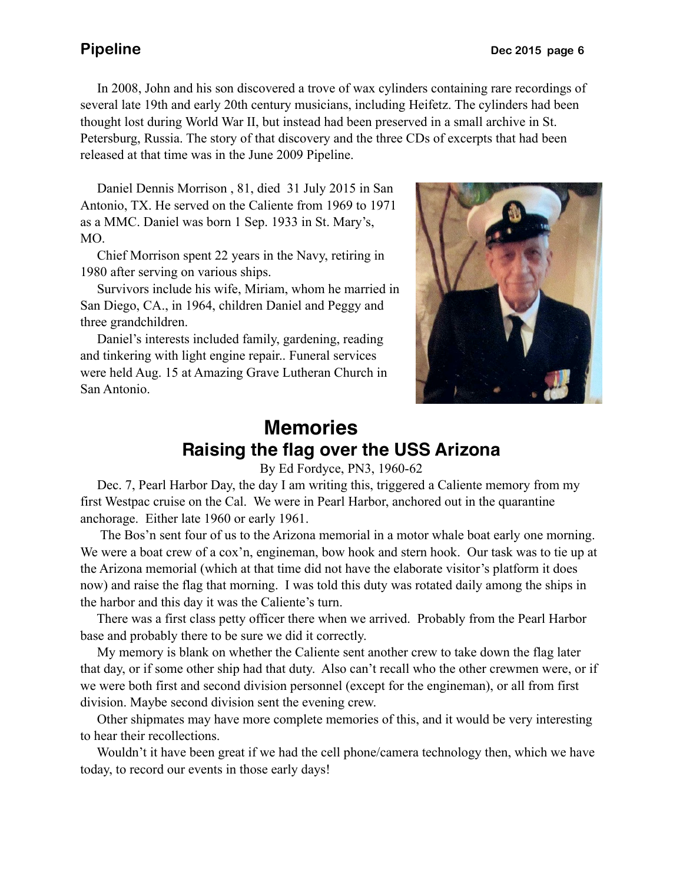In 2008, John and his son discovered a trove of wax cylinders containing rare recordings of several late 19th and early 20th century musicians, including Heifetz. The cylinders had been thought lost during World War II, but instead had been preserved in a small archive in St. Petersburg, Russia. The story of that discovery and the three CDs of excerpts that had been released at that time was in the June 2009 Pipeline.

Daniel Dennis Morrison , 81, died 31 July 2015 in San Antonio, TX. He served on the Caliente from 1969 to 1971 as a MMC. Daniel was born 1 Sep. 1933 in St. Mary's, MO.

Chief Morrison spent 22 years in the Navy, retiring in 1980 after serving on various ships.

Survivors include his wife, Miriam, whom he married in San Diego, CA., in 1964, children Daniel and Peggy and three grandchildren.

Daniel's interests included family, gardening, reading and tinkering with light engine repair.. Funeral services were held Aug. 15 at Amazing Grave Lutheran Church in San Antonio.

## Memories
### Raising the flag over the USS Arizona

By Ed Fordyce, PN3, 1960-62

Dec. 7, Pearl Harbor Day, the day I am writing this, triggered a Caliente memory from my first Westpac cruise on the Cal. We were in Pearl Harbor, anchored out in the quarantine anchorage. Either late 1960 or early 1961.

The Bos'n sent four of us to the Arizona memorial in a motor whale boat early one morning. We were a boat crew of a cox'n, engineman, bow hook and stern hook. Our task was to tie up at the Arizona memorial (which at that time did not have the elaborate visitor's platform it does now) and raise the flag that morning. I was told this duty was rotated daily among the ships in the harbor and this day it was the Caliente's turn.

There was a first class petty officer there when we arrived. Probably from the Pearl Harbor base and probably there to be sure we did it correctly.

My memory is blank on whether the Caliente sent another crew to take down the flag later that day, or if some other ship had that duty. Also can't recall who the other crewmen were, or if we were both first and second division personnel (except for the engineman), or all from first division. Maybe second division sent the evening crew.

Other shipmates may have more complete memories of this, and it would be very interesting to hear their recollections.

Wouldn't it have been great if we had the cell phone/camera technology then, which we have today, to record our events in those early days!